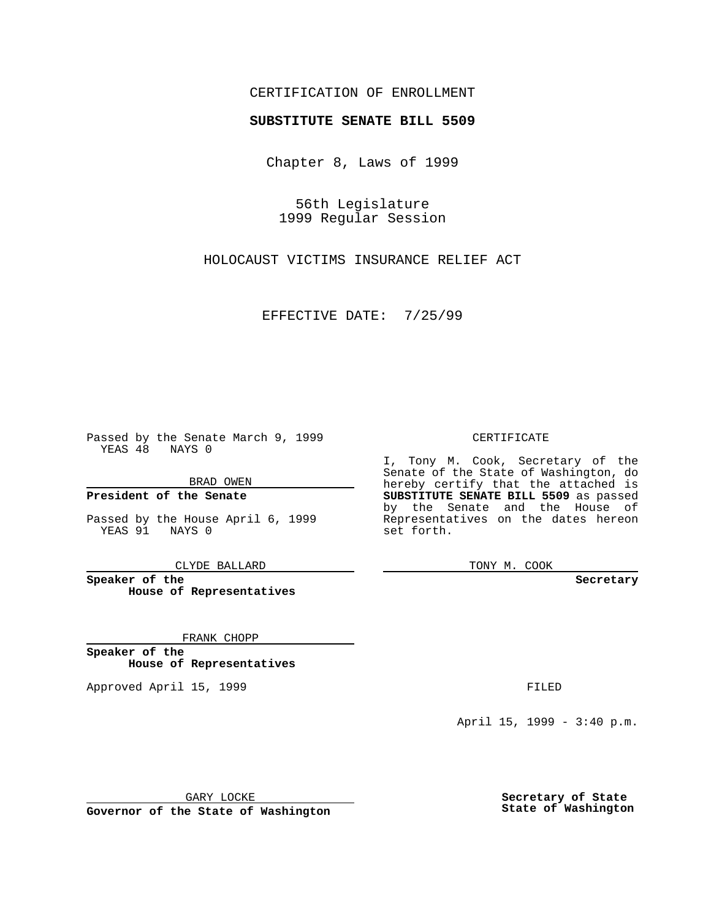CERTIFICATION OF ENROLLMENT

**SUBSTITUTE SENATE BILL 5509**

Chapter 8, Laws of 1999

56th Legislature
1999 Regular Session

HOLOCAUST VICTIMS INSURANCE RELIEF ACT

EFFECTIVE DATE: 7/25/99

Passed by the Senate March 9, 1999
YEAS 48 NAYS 0

BRAD OWEN

**President of the Senate**

Passed by the House April 6, 1999
YEAS 91 NAYS 0

CLYDE BALLARD

**Speaker of the House of Representatives**

FRANK CHOPP

**Speaker of the House of Representatives**

Approved April 15, 1999

GARY LOCKE

**Governor of the State of Washington**

CERTIFICATE

I, Tony M. Cook, Secretary of the Senate of the State of Washington, do hereby certify that the attached is **SUBSTITUTE SENATE BILL 5509** as passed by the Senate and the House of Representatives on the dates hereon set forth.

TONY M. COOK

**Secretary**

FILED

April 15, 1999 - 3:40 p.m.

**Secretary of State**
**State of Washington**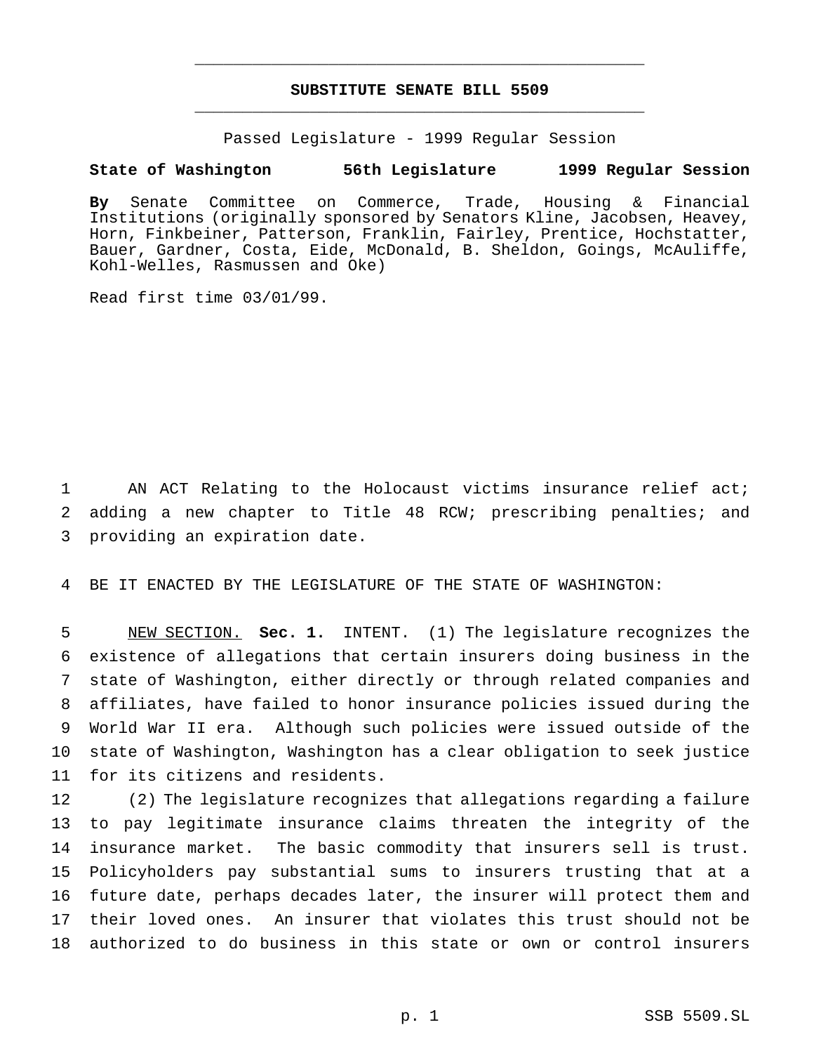# SUBSTITUTE SENATE BILL 5509

Passed Legislature - 1999 Regular Session

**State of Washington 56th Legislature 1999 Regular Session**

**By** Senate Committee on Commerce, Trade, Housing & Financial Institutions (originally sponsored by Senators Kline, Jacobsen, Heavey, Horn, Finkbeiner, Patterson, Franklin, Fairley, Prentice, Hochstatter, Bauer, Gardner, Costa, Eide, McDonald, B. Sheldon, Goings, McAuliffe, Kohl-Welles, Rasmussen and Oke)

Read first time 03/01/99.

1 AN ACT Relating to the Holocaust victims insurance relief act; 2 adding a new chapter to Title 48 RCW; prescribing penalties; and 3 providing an expiration date.

4 BE IT ENACTED BY THE LEGISLATURE OF THE STATE OF WASHINGTON:

5 NEW SECTION. **Sec. 1.** INTENT. (1) The legislature recognizes the 6 existence of allegations that certain insurers doing business in the 7 state of Washington, either directly or through related companies and 8 affiliates, have failed to honor insurance policies issued during the 9 World War II era. Although such policies were issued outside of the 10 state of Washington, Washington has a clear obligation to seek justice 11 for its citizens and residents.

12 (2) The legislature recognizes that allegations regarding a failure 13 to pay legitimate insurance claims threaten the integrity of the 14 insurance market. The basic commodity that insurers sell is trust. 15 Policyholders pay substantial sums to insurers trusting that at a 16 future date, perhaps decades later, the insurer will protect them and 17 their loved ones. An insurer that violates this trust should not be 18 authorized to do business in this state or own or control insurers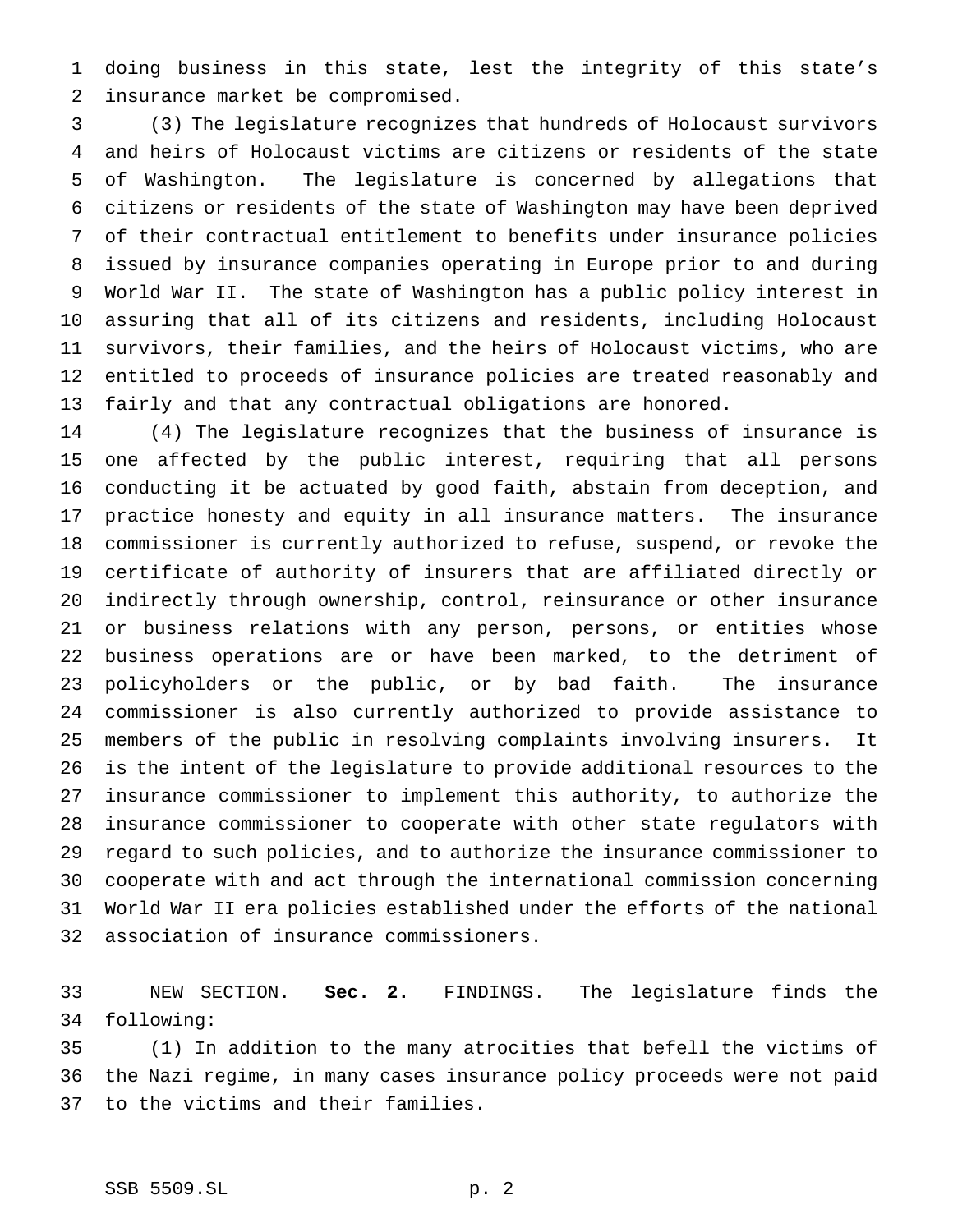doing business in this state, lest the integrity of this state's insurance market be compromised.

(3) The legislature recognizes that hundreds of Holocaust survivors and heirs of Holocaust victims are citizens or residents of the state of Washington. The legislature is concerned by allegations that citizens or residents of the state of Washington may have been deprived of their contractual entitlement to benefits under insurance policies issued by insurance companies operating in Europe prior to and during World War II. The state of Washington has a public policy interest in assuring that all of its citizens and residents, including Holocaust survivors, their families, and the heirs of Holocaust victims, who are entitled to proceeds of insurance policies are treated reasonably and fairly and that any contractual obligations are honored.

(4) The legislature recognizes that the business of insurance is one affected by the public interest, requiring that all persons conducting it be actuated by good faith, abstain from deception, and practice honesty and equity in all insurance matters. The insurance commissioner is currently authorized to refuse, suspend, or revoke the certificate of authority of insurers that are affiliated directly or indirectly through ownership, control, reinsurance or other insurance or business relations with any person, persons, or entities whose business operations are or have been marked, to the detriment of policyholders or the public, or by bad faith. The insurance commissioner is also currently authorized to provide assistance to members of the public in resolving complaints involving insurers. It is the intent of the legislature to provide additional resources to the insurance commissioner to implement this authority, to authorize the insurance commissioner to cooperate with other state regulators with regard to such policies, and to authorize the insurance commissioner to cooperate with and act through the international commission concerning World War II era policies established under the efforts of the national association of insurance commissioners.

NEW SECTION. **Sec. 2.** FINDINGS. The legislature finds the following:

(1) In addition to the many atrocities that befell the victims of the Nazi regime, in many cases insurance policy proceeds were not paid to the victims and their families.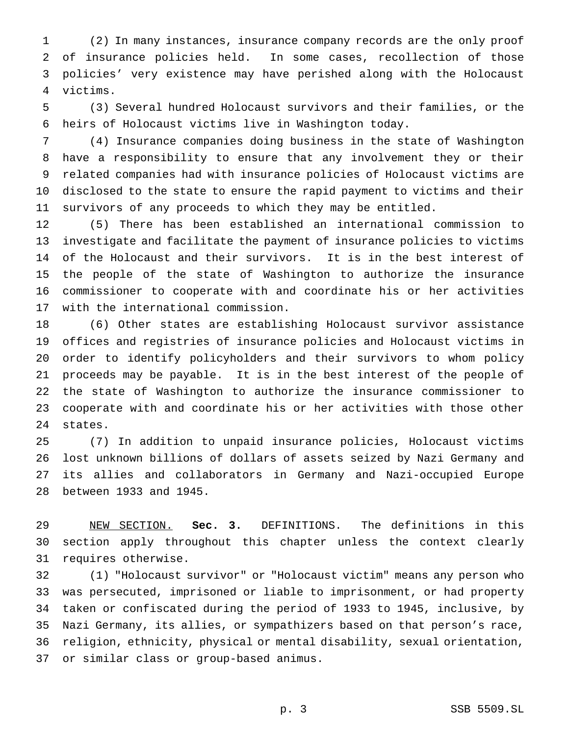(2) In many instances, insurance company records are the only proof of insurance policies held. In some cases, recollection of those policies' very existence may have perished along with the Holocaust victims.

(3) Several hundred Holocaust survivors and their families, or the heirs of Holocaust victims live in Washington today.

(4) Insurance companies doing business in the state of Washington have a responsibility to ensure that any involvement they or their related companies had with insurance policies of Holocaust victims are disclosed to the state to ensure the rapid payment to victims and their survivors of any proceeds to which they may be entitled.

(5) There has been established an international commission to investigate and facilitate the payment of insurance policies to victims of the Holocaust and their survivors. It is in the best interest of the people of the state of Washington to authorize the insurance commissioner to cooperate with and coordinate his or her activities with the international commission.

(6) Other states are establishing Holocaust survivor assistance offices and registries of insurance policies and Holocaust victims in order to identify policyholders and their survivors to whom policy proceeds may be payable. It is in the best interest of the people of the state of Washington to authorize the insurance commissioner to cooperate with and coordinate his or her activities with those other states.

(7) In addition to unpaid insurance policies, Holocaust victims lost unknown billions of dollars of assets seized by Nazi Germany and its allies and collaborators in Germany and Nazi-occupied Europe between 1933 and 1945.

NEW SECTION. **Sec. 3.** DEFINITIONS. The definitions in this section apply throughout this chapter unless the context clearly requires otherwise.

(1) "Holocaust survivor" or "Holocaust victim" means any person who was persecuted, imprisoned or liable to imprisonment, or had property taken or confiscated during the period of 1933 to 1945, inclusive, by Nazi Germany, its allies, or sympathizers based on that person's race, religion, ethnicity, physical or mental disability, sexual orientation, or similar class or group-based animus.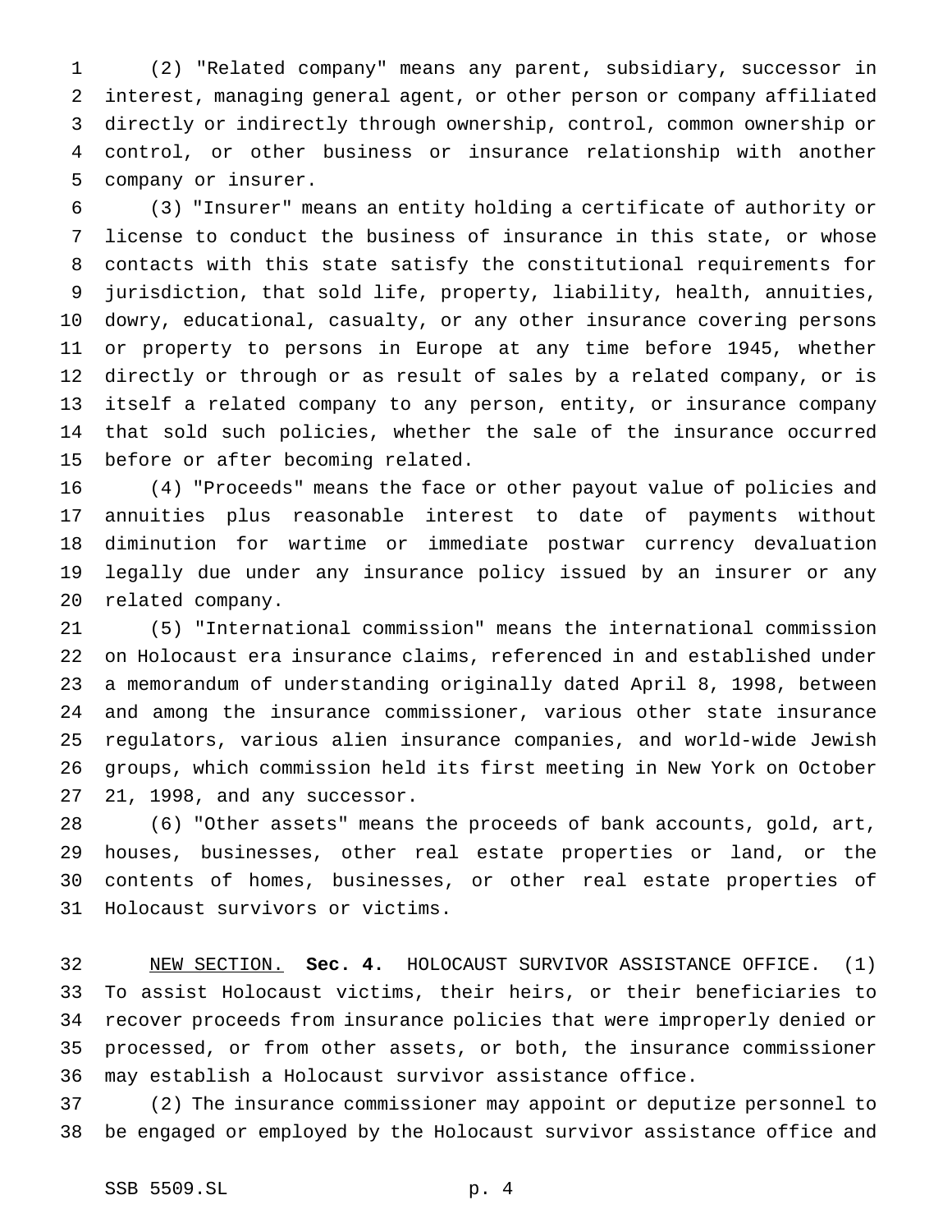(2) "Related company" means any parent, subsidiary, successor in interest, managing general agent, or other person or company affiliated directly or indirectly through ownership, control, common ownership or control, or other business or insurance relationship with another company or insurer.

(3) "Insurer" means an entity holding a certificate of authority or license to conduct the business of insurance in this state, or whose contacts with this state satisfy the constitutional requirements for jurisdiction, that sold life, property, liability, health, annuities, dowry, educational, casualty, or any other insurance covering persons or property to persons in Europe at any time before 1945, whether directly or through or as result of sales by a related company, or is itself a related company to any person, entity, or insurance company that sold such policies, whether the sale of the insurance occurred before or after becoming related.

(4) "Proceeds" means the face or other payout value of policies and annuities plus reasonable interest to date of payments without diminution for wartime or immediate postwar currency devaluation legally due under any insurance policy issued by an insurer or any related company.

(5) "International commission" means the international commission on Holocaust era insurance claims, referenced in and established under a memorandum of understanding originally dated April 8, 1998, between and among the insurance commissioner, various other state insurance regulators, various alien insurance companies, and world-wide Jewish groups, which commission held its first meeting in New York on October 21, 1998, and any successor.

(6) "Other assets" means the proceeds of bank accounts, gold, art, houses, businesses, other real estate properties or land, or the contents of homes, businesses, or other real estate properties of Holocaust survivors or victims.

NEW SECTION. **Sec. 4.** HOLOCAUST SURVIVOR ASSISTANCE OFFICE. (1) To assist Holocaust victims, their heirs, or their beneficiaries to recover proceeds from insurance policies that were improperly denied or processed, or from other assets, or both, the insurance commissioner may establish a Holocaust survivor assistance office.

(2) The insurance commissioner may appoint or deputize personnel to be engaged or employed by the Holocaust survivor assistance office and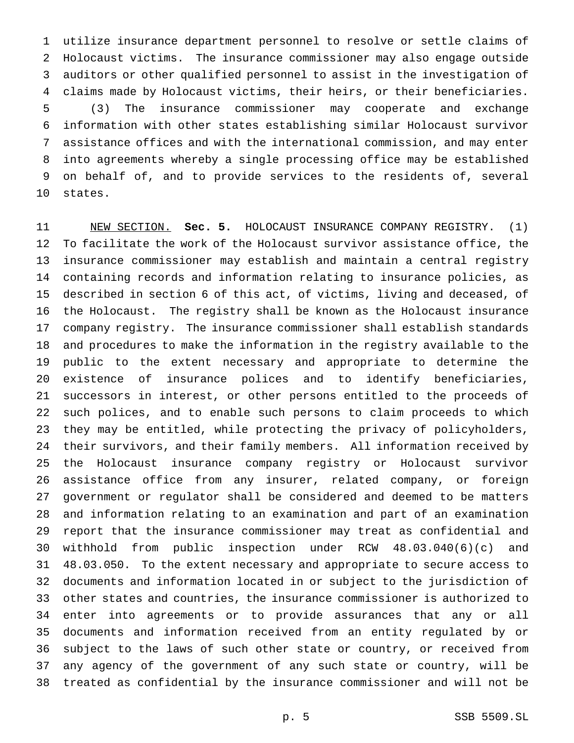utilize insurance department personnel to resolve or settle claims of Holocaust victims. The insurance commissioner may also engage outside auditors or other qualified personnel to assist in the investigation of claims made by Holocaust victims, their heirs, or their beneficiaries.

(3) The insurance commissioner may cooperate and exchange information with other states establishing similar Holocaust survivor assistance offices and with the international commission, and may enter into agreements whereby a single processing office may be established on behalf of, and to provide services to the residents of, several states.

NEW SECTION. **Sec. 5.** HOLOCAUST INSURANCE COMPANY REGISTRY. (1) To facilitate the work of the Holocaust survivor assistance office, the insurance commissioner may establish and maintain a central registry containing records and information relating to insurance policies, as described in section 6 of this act, of victims, living and deceased, of the Holocaust. The registry shall be known as the Holocaust insurance company registry. The insurance commissioner shall establish standards and procedures to make the information in the registry available to the public to the extent necessary and appropriate to determine the existence of insurance polices and to identify beneficiaries, successors in interest, or other persons entitled to the proceeds of such polices, and to enable such persons to claim proceeds to which they may be entitled, while protecting the privacy of policyholders, their survivors, and their family members. All information received by the Holocaust insurance company registry or Holocaust survivor assistance office from any insurer, related company, or foreign government or regulator shall be considered and deemed to be matters and information relating to an examination and part of an examination report that the insurance commissioner may treat as confidential and withhold from public inspection under RCW 48.03.040(6)(c) and 48.03.050. To the extent necessary and appropriate to secure access to documents and information located in or subject to the jurisdiction of other states and countries, the insurance commissioner is authorized to enter into agreements or to provide assurances that any or all documents and information received from an entity regulated by or subject to the laws of such other state or country, or received from any agency of the government of any such state or country, will be treated as confidential by the insurance commissioner and will not be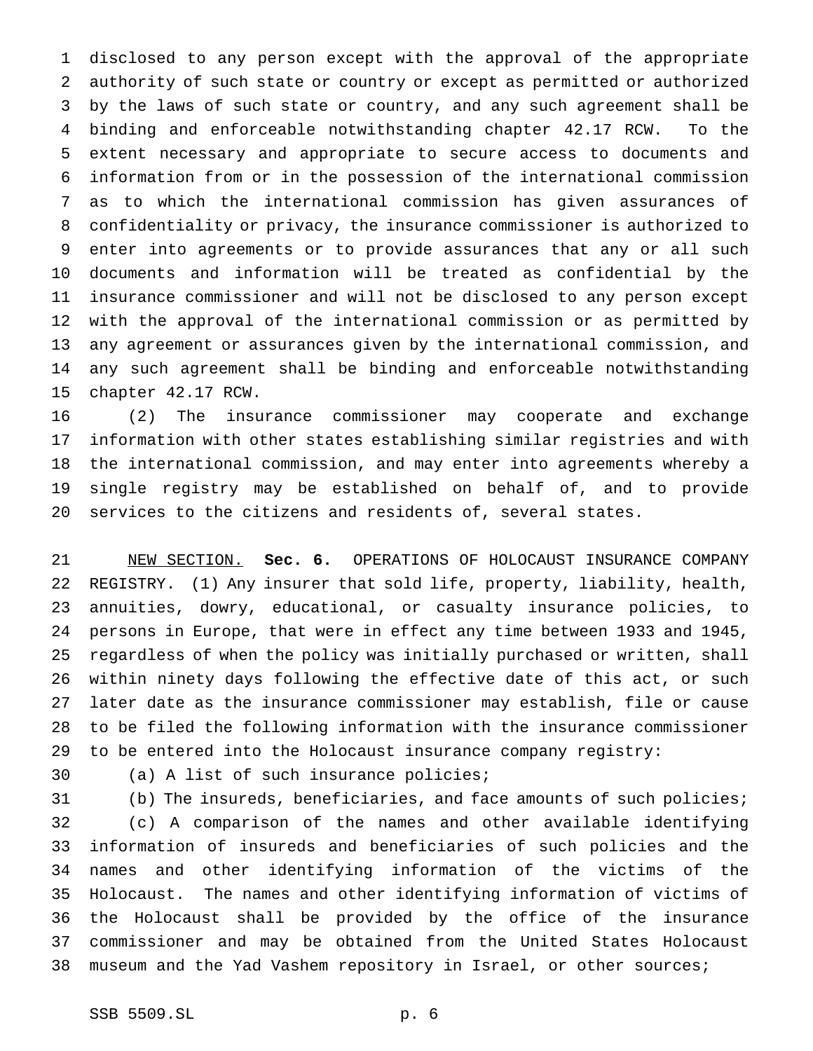disclosed to any person except with the approval of the appropriate authority of such state or country or except as permitted or authorized by the laws of such state or country, and any such agreement shall be binding and enforceable notwithstanding chapter 42.17 RCW. To the extent necessary and appropriate to secure access to documents and information from or in the possession of the international commission as to which the international commission has given assurances of confidentiality or privacy, the insurance commissioner is authorized to enter into agreements or to provide assurances that any or all such documents and information will be treated as confidential by the insurance commissioner and will not be disclosed to any person except with the approval of the international commission or as permitted by any agreement or assurances given by the international commission, and any such agreement shall be binding and enforceable notwithstanding chapter 42.17 RCW.

(2) The insurance commissioner may cooperate and exchange information with other states establishing similar registries and with the international commission, and may enter into agreements whereby a single registry may be established on behalf of, and to provide services to the citizens and residents of, several states.

NEW SECTION. **Sec. 6.** OPERATIONS OF HOLOCAUST INSURANCE COMPANY REGISTRY. (1) Any insurer that sold life, property, liability, health, annuities, dowry, educational, or casualty insurance policies, to persons in Europe, that were in effect any time between 1933 and 1945, regardless of when the policy was initially purchased or written, shall within ninety days following the effective date of this act, or such later date as the insurance commissioner may establish, file or cause to be filed the following information with the insurance commissioner to be entered into the Holocaust insurance company registry:

(a) A list of such insurance policies;

(b) The insureds, beneficiaries, and face amounts of such policies;

(c) A comparison of the names and other available identifying information of insureds and beneficiaries of such policies and the names and other identifying information of the victims of the Holocaust. The names and other identifying information of victims of the Holocaust shall be provided by the office of the insurance commissioner and may be obtained from the United States Holocaust museum and the Yad Vashem repository in Israel, or other sources;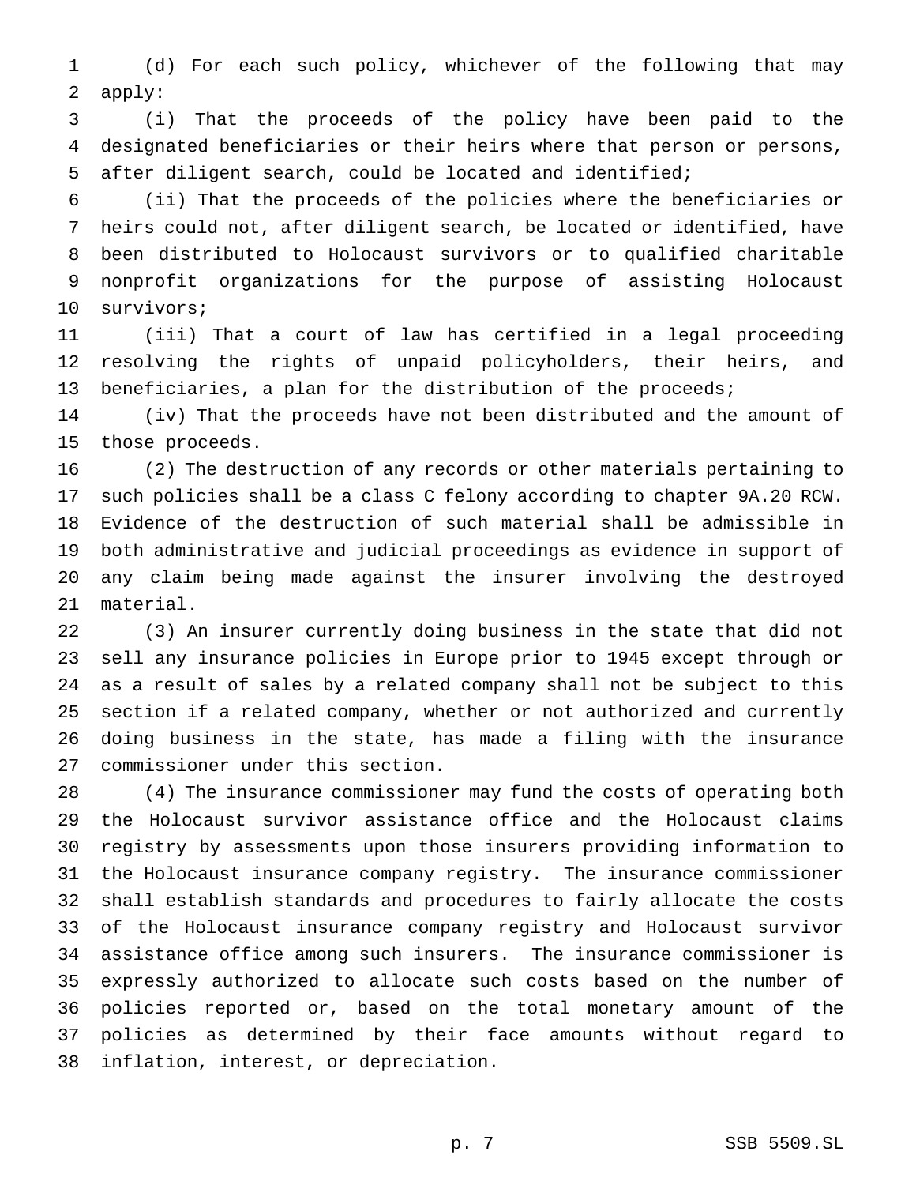(d) For each such policy, whichever of the following that may apply:

(i) That the proceeds of the policy have been paid to the designated beneficiaries or their heirs where that person or persons, after diligent search, could be located and identified;

(ii) That the proceeds of the policies where the beneficiaries or heirs could not, after diligent search, be located or identified, have been distributed to Holocaust survivors or to qualified charitable nonprofit organizations for the purpose of assisting Holocaust survivors;

(iii) That a court of law has certified in a legal proceeding resolving the rights of unpaid policyholders, their heirs, and beneficiaries, a plan for the distribution of the proceeds;

(iv) That the proceeds have not been distributed and the amount of those proceeds.

(2) The destruction of any records or other materials pertaining to such policies shall be a class C felony according to chapter 9A.20 RCW. Evidence of the destruction of such material shall be admissible in both administrative and judicial proceedings as evidence in support of any claim being made against the insurer involving the destroyed material.

(3) An insurer currently doing business in the state that did not sell any insurance policies in Europe prior to 1945 except through or as a result of sales by a related company shall not be subject to this section if a related company, whether or not authorized and currently doing business in the state, has made a filing with the insurance commissioner under this section.

(4) The insurance commissioner may fund the costs of operating both the Holocaust survivor assistance office and the Holocaust claims registry by assessments upon those insurers providing information to the Holocaust insurance company registry. The insurance commissioner shall establish standards and procedures to fairly allocate the costs of the Holocaust insurance company registry and Holocaust survivor assistance office among such insurers. The insurance commissioner is expressly authorized to allocate such costs based on the number of policies reported or, based on the total monetary amount of the policies as determined by their face amounts without regard to inflation, interest, or depreciation.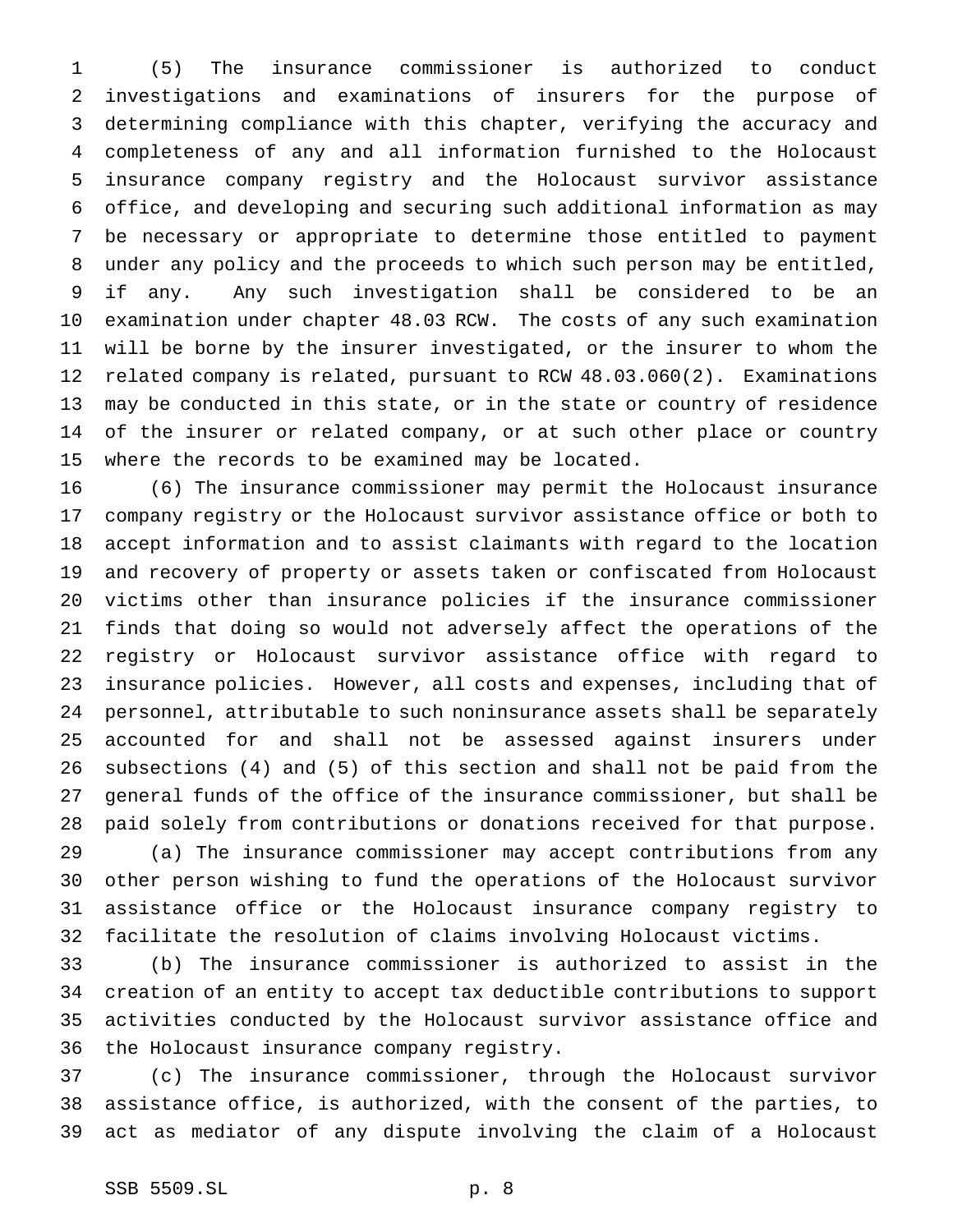(5) The insurance commissioner is authorized to conduct investigations and examinations of insurers for the purpose of determining compliance with this chapter, verifying the accuracy and completeness of any and all information furnished to the Holocaust insurance company registry and the Holocaust survivor assistance office, and developing and securing such additional information as may be necessary or appropriate to determine those entitled to payment under any policy and the proceeds to which such person may be entitled, if any. Any such investigation shall be considered to be an examination under chapter 48.03 RCW. The costs of any such examination will be borne by the insurer investigated, or the insurer to whom the related company is related, pursuant to RCW 48.03.060(2). Examinations may be conducted in this state, or in the state or country of residence of the insurer or related company, or at such other place or country where the records to be examined may be located.

(6) The insurance commissioner may permit the Holocaust insurance company registry or the Holocaust survivor assistance office or both to accept information and to assist claimants with regard to the location and recovery of property or assets taken or confiscated from Holocaust victims other than insurance policies if the insurance commissioner finds that doing so would not adversely affect the operations of the registry or Holocaust survivor assistance office with regard to insurance policies. However, all costs and expenses, including that of personnel, attributable to such noninsurance assets shall be separately accounted for and shall not be assessed against insurers under subsections (4) and (5) of this section and shall not be paid from the general funds of the office of the insurance commissioner, but shall be paid solely from contributions or donations received for that purpose.

(a) The insurance commissioner may accept contributions from any other person wishing to fund the operations of the Holocaust survivor assistance office or the Holocaust insurance company registry to facilitate the resolution of claims involving Holocaust victims.

(b) The insurance commissioner is authorized to assist in the creation of an entity to accept tax deductible contributions to support activities conducted by the Holocaust survivor assistance office and the Holocaust insurance company registry.

(c) The insurance commissioner, through the Holocaust survivor assistance office, is authorized, with the consent of the parties, to act as mediator of any dispute involving the claim of a Holocaust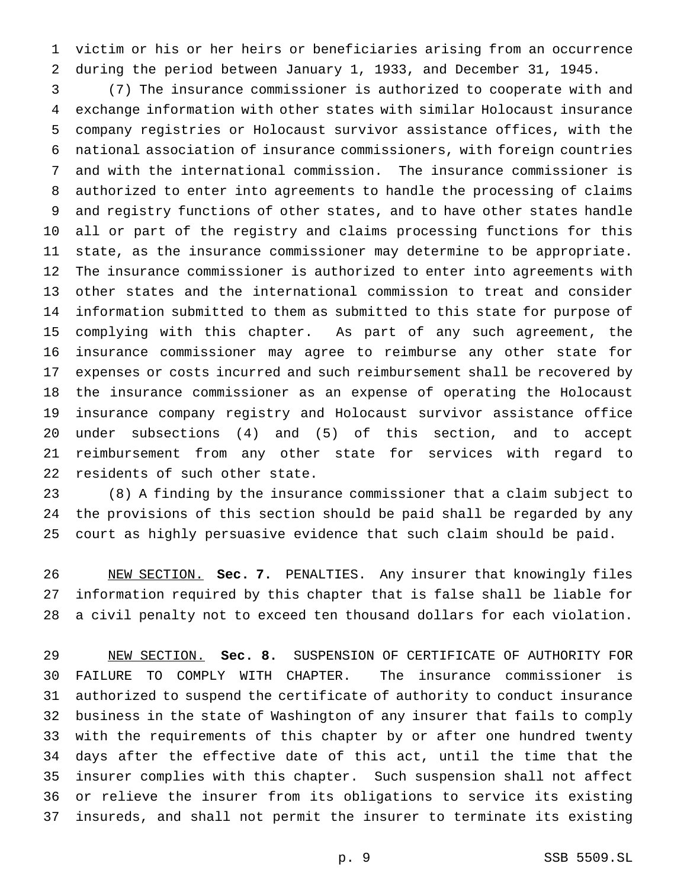victim or his or her heirs or beneficiaries arising from an occurrence during the period between January 1, 1933, and December 31, 1945.

(7) The insurance commissioner is authorized to cooperate with and exchange information with other states with similar Holocaust insurance company registries or Holocaust survivor assistance offices, with the national association of insurance commissioners, with foreign countries and with the international commission. The insurance commissioner is authorized to enter into agreements to handle the processing of claims and registry functions of other states, and to have other states handle all or part of the registry and claims processing functions for this state, as the insurance commissioner may determine to be appropriate. The insurance commissioner is authorized to enter into agreements with other states and the international commission to treat and consider information submitted to them as submitted to this state for purpose of complying with this chapter. As part of any such agreement, the insurance commissioner may agree to reimburse any other state for expenses or costs incurred and such reimbursement shall be recovered by the insurance commissioner as an expense of operating the Holocaust insurance company registry and Holocaust survivor assistance office under subsections (4) and (5) of this section, and to accept reimbursement from any other state for services with regard to residents of such other state.

(8) A finding by the insurance commissioner that a claim subject to the provisions of this section should be paid shall be regarded by any court as highly persuasive evidence that such claim should be paid.

NEW SECTION. **Sec. 7.** PENALTIES. Any insurer that knowingly files information required by this chapter that is false shall be liable for a civil penalty not to exceed ten thousand dollars for each violation.

NEW SECTION. **Sec. 8.** SUSPENSION OF CERTIFICATE OF AUTHORITY FOR FAILURE TO COMPLY WITH CHAPTER. The insurance commissioner is authorized to suspend the certificate of authority to conduct insurance business in the state of Washington of any insurer that fails to comply with the requirements of this chapter by or after one hundred twenty days after the effective date of this act, until the time that the insurer complies with this chapter. Such suspension shall not affect or relieve the insurer from its obligations to service its existing insureds, and shall not permit the insurer to terminate its existing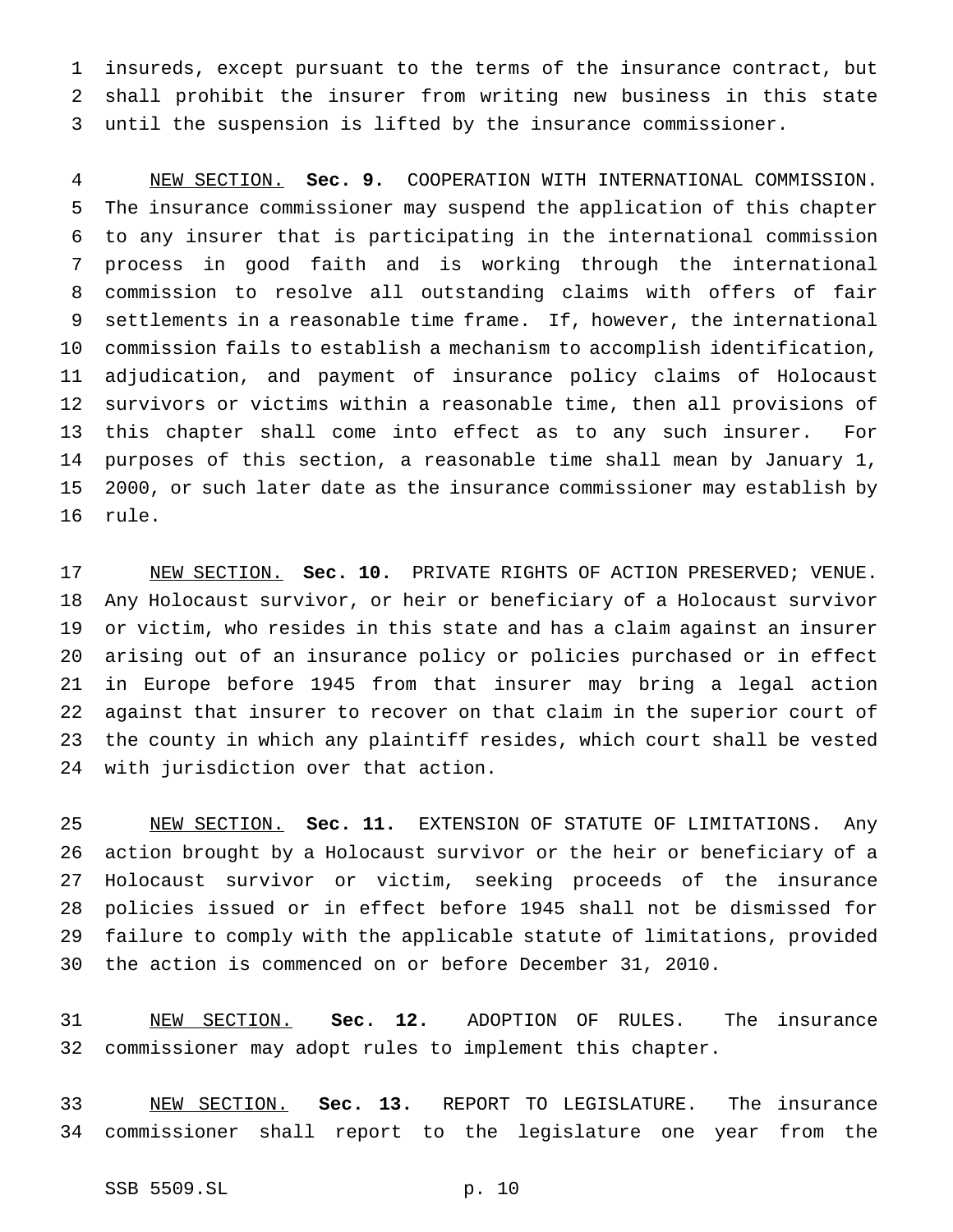insureds, except pursuant to the terms of the insurance contract, but shall prohibit the insurer from writing new business in this state until the suspension is lifted by the insurance commissioner.

NEW SECTION. **Sec. 9.** COOPERATION WITH INTERNATIONAL COMMISSION. The insurance commissioner may suspend the application of this chapter to any insurer that is participating in the international commission process in good faith and is working through the international commission to resolve all outstanding claims with offers of fair settlements in a reasonable time frame. If, however, the international commission fails to establish a mechanism to accomplish identification, adjudication, and payment of insurance policy claims of Holocaust survivors or victims within a reasonable time, then all provisions of this chapter shall come into effect as to any such insurer. For purposes of this section, a reasonable time shall mean by January 1, 2000, or such later date as the insurance commissioner may establish by rule.

NEW SECTION. **Sec. 10.** PRIVATE RIGHTS OF ACTION PRESERVED; VENUE. Any Holocaust survivor, or heir or beneficiary of a Holocaust survivor or victim, who resides in this state and has a claim against an insurer arising out of an insurance policy or policies purchased or in effect in Europe before 1945 from that insurer may bring a legal action against that insurer to recover on that claim in the superior court of the county in which any plaintiff resides, which court shall be vested with jurisdiction over that action.

NEW SECTION. **Sec. 11.** EXTENSION OF STATUTE OF LIMITATIONS. Any action brought by a Holocaust survivor or the heir or beneficiary of a Holocaust survivor or victim, seeking proceeds of the insurance policies issued or in effect before 1945 shall not be dismissed for failure to comply with the applicable statute of limitations, provided the action is commenced on or before December 31, 2010.

NEW SECTION. **Sec. 12.** ADOPTION OF RULES. The insurance commissioner may adopt rules to implement this chapter.

NEW SECTION. **Sec. 13.** REPORT TO LEGISLATURE. The insurance commissioner shall report to the legislature one year from the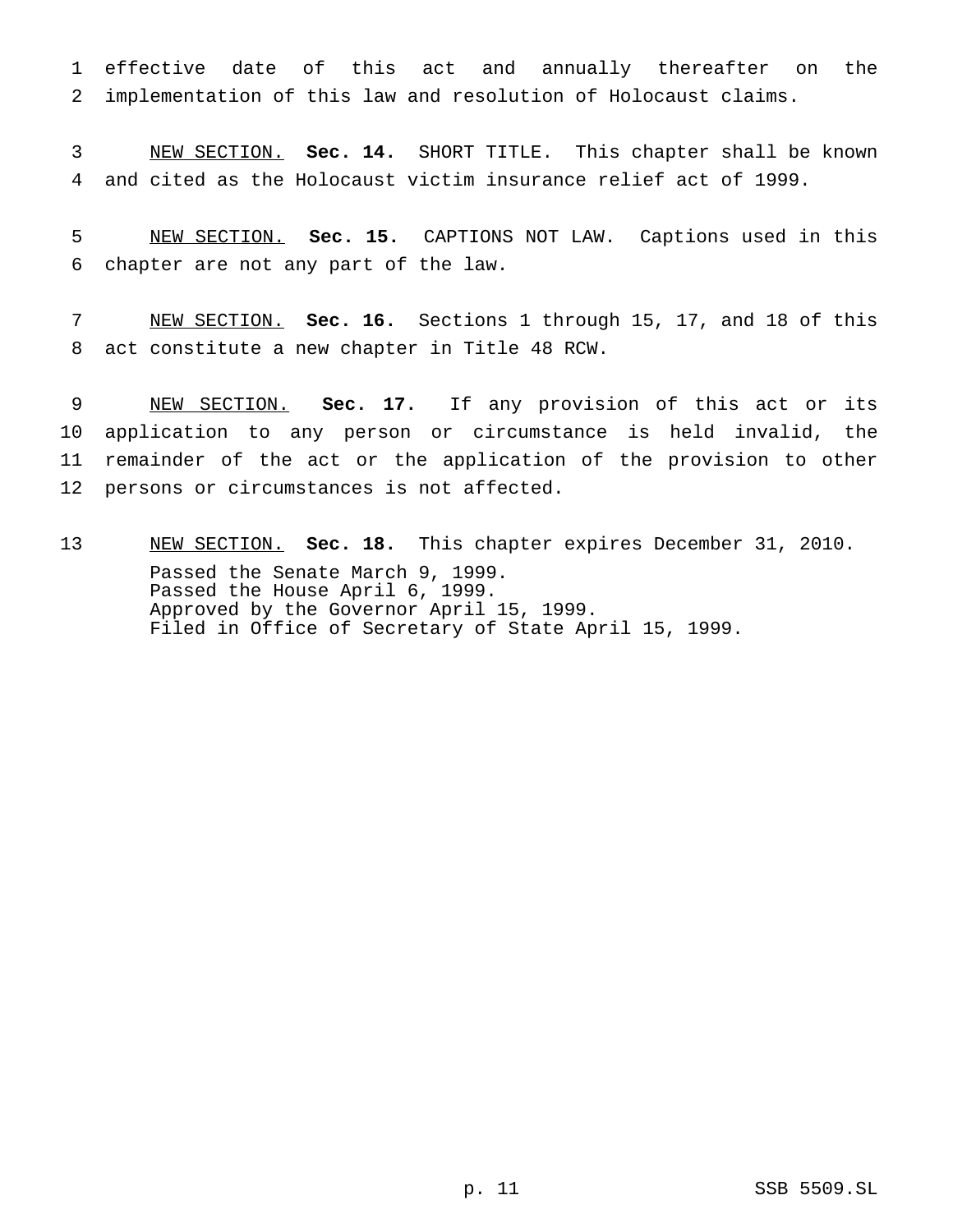effective date of this act and annually thereafter on the implementation of this law and resolution of Holocaust claims.

NEW SECTION. **Sec. 14.** SHORT TITLE. This chapter shall be known and cited as the Holocaust victim insurance relief act of 1999.

NEW SECTION. **Sec. 15.** CAPTIONS NOT LAW. Captions used in this chapter are not any part of the law.

NEW SECTION. **Sec. 16.** Sections 1 through 15, 17, and 18 of this act constitute a new chapter in Title 48 RCW.

NEW SECTION. **Sec. 17.** If any provision of this act or its application to any person or circumstance is held invalid, the remainder of the act or the application of the provision to other persons or circumstances is not affected.

NEW SECTION. **Sec. 18.** This chapter expires December 31, 2010.

Passed the Senate March 9, 1999.
Passed the House April 6, 1999.
Approved by the Governor April 15, 1999.
Filed in Office of Secretary of State April 15, 1999.